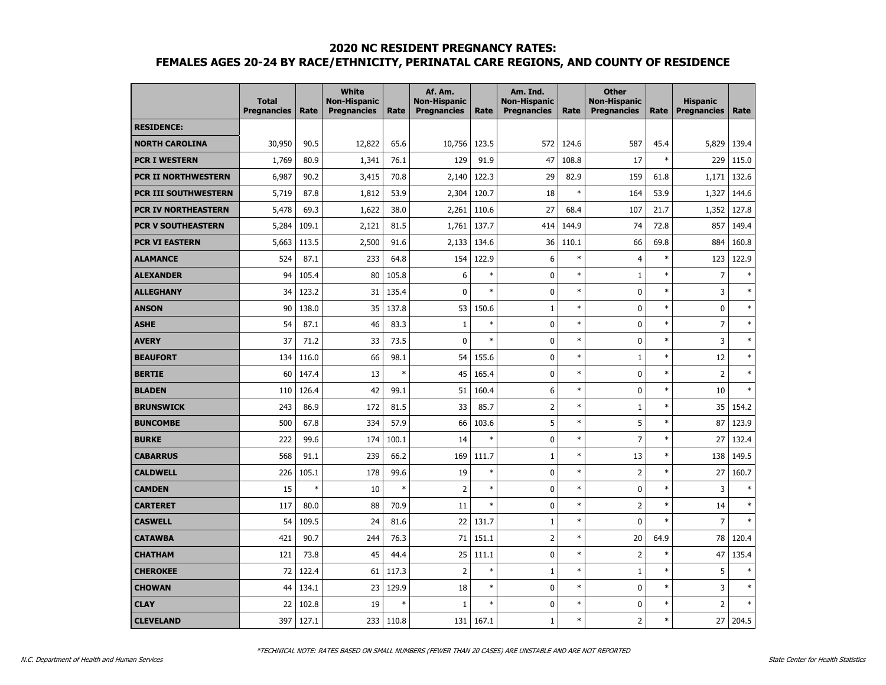## 2020 NC RESIDENT PREGNANCY RATES:
## FEMALES AGES 20-24 BY RACE/ETHNICITY, PERINATAL CARE REGIONS, AND COUNTY OF RESIDENCE

| | Total Pregnancies | Rate | White Non-Hispanic Pregnancies | Rate | Af. Am. Non-Hispanic Pregnancies | Rate | Am. Ind. Non-Hispanic Pregnancies | Rate | Other Non-Hispanic Pregnancies | Rate | Hispanic Pregnancies | Rate |
|---|---|---|---|---|---|---|---|---|---|---|---|---|
| **RESIDENCE:** | | | | | | | | | | | | |
| **NORTH CAROLINA** | 30,950 | 90.5 | 12,822 | 65.6 | 10,756 | 123.5 | 572 | 124.6 | 587 | 45.4 | 5,829 | 139.4 |
| **PCR I WESTERN** | 1,769 | 80.9 | 1,341 | 76.1 | 129 | 91.9 | 47 | 108.8 | 17 | * | 229 | 115.0 |
| **PCR II NORTHWESTERN** | 6,987 | 90.2 | 3,415 | 70.8 | 2,140 | 122.3 | 29 | 82.9 | 159 | 61.8 | 1,171 | 132.6 |
| **PCR III SOUTHWESTERN** | 5,719 | 87.8 | 1,812 | 53.9 | 2,304 | 120.7 | 18 | * | 164 | 53.9 | 1,327 | 144.6 |
| **PCR IV NORTHEASTERN** | 5,478 | 69.3 | 1,622 | 38.0 | 2,261 | 110.6 | 27 | 68.4 | 107 | 21.7 | 1,352 | 127.8 |
| **PCR V SOUTHEASTERN** | 5,284 | 109.1 | 2,121 | 81.5 | 1,761 | 137.7 | 414 | 144.9 | 74 | 72.8 | 857 | 149.4 |
| **PCR VI EASTERN** | 5,663 | 113.5 | 2,500 | 91.6 | 2,133 | 134.6 | 36 | 110.1 | 66 | 69.8 | 884 | 160.8 |
| **ALAMANCE** | 524 | 87.1 | 233 | 64.8 | 154 | 122.9 | 6 | * | 4 | * | 123 | 122.9 |
| **ALEXANDER** | 94 | 105.4 | 80 | 105.8 | 6 | * | 0 | * | 1 | * | 7 | * |
| **ALLEGHANY** | 34 | 123.2 | 31 | 135.4 | 0 | * | 0 | * | 0 | * | 3 | * |
| **ANSON** | 90 | 138.0 | 35 | 137.8 | 53 | 150.6 | 1 | * | 0 | * | 0 | * |
| **ASHE** | 54 | 87.1 | 46 | 83.3 | 1 | * | 0 | * | 0 | * | 7 | * |
| **AVERY** | 37 | 71.2 | 33 | 73.5 | 0 | * | 0 | * | 0 | * | 3 | * |
| **BEAUFORT** | 134 | 116.0 | 66 | 98.1 | 54 | 155.6 | 0 | * | 1 | * | 12 | * |
| **BERTIE** | 60 | 147.4 | 13 | * | 45 | 165.4 | 0 | * | 0 | * | 2 | * |
| **BLADEN** | 110 | 126.4 | 42 | 99.1 | 51 | 160.4 | 6 | * | 0 | * | 10 | * |
| **BRUNSWICK** | 243 | 86.9 | 172 | 81.5 | 33 | 85.7 | 2 | * | 1 | * | 35 | 154.2 |
| **BUNCOMBE** | 500 | 67.8 | 334 | 57.9 | 66 | 103.6 | 5 | * | 5 | * | 87 | 123.9 |
| **BURKE** | 222 | 99.6 | 174 | 100.1 | 14 | * | 0 | * | 7 | * | 27 | 132.4 |
| **CABARRUS** | 568 | 91.1 | 239 | 66.2 | 169 | 111.7 | 1 | * | 13 | * | 138 | 149.5 |
| **CALDWELL** | 226 | 105.1 | 178 | 99.6 | 19 | * | 0 | * | 2 | * | 27 | 160.7 |
| **CAMDEN** | 15 | * | 10 | * | 2 | * | 0 | * | 0 | * | 3 | * |
| **CARTERET** | 117 | 80.0 | 88 | 70.9 | 11 | * | 0 | * | 2 | * | 14 | * |
| **CASWELL** | 54 | 109.5 | 24 | 81.6 | 22 | 131.7 | 1 | * | 0 | * | 7 | * |
| **CATAWBA** | 421 | 90.7 | 244 | 76.3 | 71 | 151.1 | 2 | * | 20 | 64.9 | 78 | 120.4 |
| **CHATHAM** | 121 | 73.8 | 45 | 44.4 | 25 | 111.1 | 0 | * | 2 | * | 47 | 135.4 |
| **CHEROKEE** | 72 | 122.4 | 61 | 117.3 | 2 | * | 1 | * | 1 | * | 5 | * |
| **CHOWAN** | 44 | 134.1 | 23 | 129.9 | 18 | * | 0 | * | 0 | * | 3 | * |
| **CLAY** | 22 | 102.8 | 19 | * | 1 | * | 0 | * | 0 | * | 2 | * |
| **CLEVELAND** | 397 | 127.1 | 233 | 110.8 | 131 | 167.1 | 1 | * | 2 | * | 27 | 204.5 |

*TECHNICAL NOTE: RATES BASED ON SMALL NUMBERS (FEWER THAN 20 CASES) ARE UNSTABLE AND ARE NOT REPORTED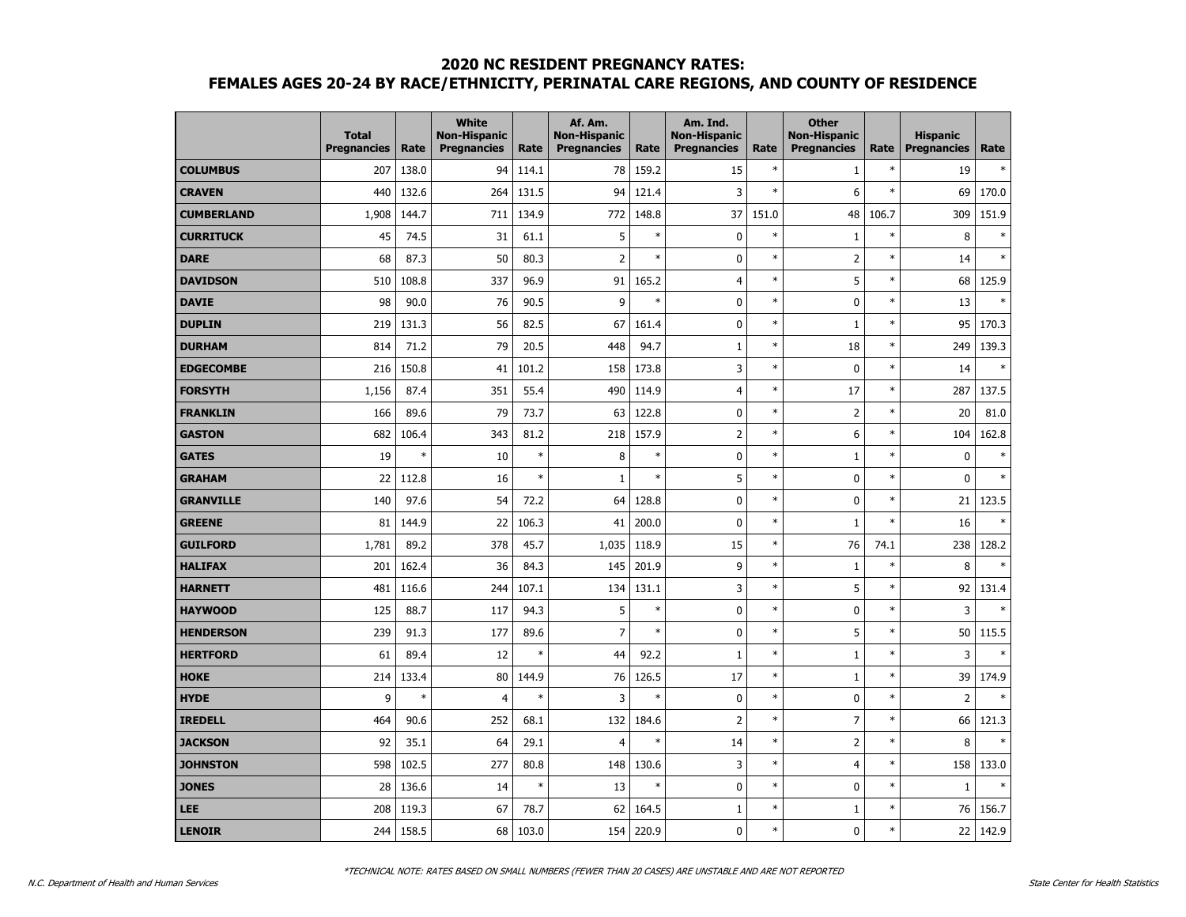# 2020 NC RESIDENT PREGNANCY RATES:
## FEMALES AGES 20-24 BY RACE/ETHNICITY, PERINATAL CARE REGIONS, AND COUNTY OF RESIDENCE

| | Total Pregnancies | Rate | White Non-Hispanic Pregnancies | Rate | Af. Am. Non-Hispanic Pregnancies | Rate | Am. Ind. Non-Hispanic Pregnancies | Rate | Other Non-Hispanic Pregnancies | Rate | Hispanic Pregnancies | Rate |
|---|---|---|---|---|---|---|---|---|---|---|---|---|
| **COLUMBUS** | 207 | 138.0 | 94 | 114.1 | 78 | 159.2 | 15 | * | 1 | * | 19 | * |
| **CRAVEN** | 440 | 132.6 | 264 | 131.5 | 94 | 121.4 | 3 | * | 6 | * | 69 | 170.0 |
| **CUMBERLAND** | 1,908 | 144.7 | 711 | 134.9 | 772 | 148.8 | 37 | 151.0 | 48 | 106.7 | 309 | 151.9 |
| **CURRITUCK** | 45 | 74.5 | 31 | 61.1 | 5 | * | 0 | * | 1 | * | 8 | * |
| **DARE** | 68 | 87.3 | 50 | 80.3 | 2 | * | 0 | * | 2 | * | 14 | * |
| **DAVIDSON** | 510 | 108.8 | 337 | 96.9 | 91 | 165.2 | 4 | * | 5 | * | 68 | 125.9 |
| **DAVIE** | 98 | 90.0 | 76 | 90.5 | 9 | * | 0 | * | 0 | * | 13 | * |
| **DUPLIN** | 219 | 131.3 | 56 | 82.5 | 67 | 161.4 | 0 | * | 1 | * | 95 | 170.3 |
| **DURHAM** | 814 | 71.2 | 79 | 20.5 | 448 | 94.7 | 1 | * | 18 | * | 249 | 139.3 |
| **EDGECOMBE** | 216 | 150.8 | 41 | 101.2 | 158 | 173.8 | 3 | * | 0 | * | 14 | * |
| **FORSYTH** | 1,156 | 87.4 | 351 | 55.4 | 490 | 114.9 | 4 | * | 17 | * | 287 | 137.5 |
| **FRANKLIN** | 166 | 89.6 | 79 | 73.7 | 63 | 122.8 | 0 | * | 2 | * | 20 | 81.0 |
| **GASTON** | 682 | 106.4 | 343 | 81.2 | 218 | 157.9 | 2 | * | 6 | * | 104 | 162.8 |
| **GATES** | 19 | * | 10 | * | 8 | * | 0 | * | 1 | * | 0 | * |
| **GRAHAM** | 22 | 112.8 | 16 | * | 1 | * | 5 | * | 0 | * | 0 | * |
| **GRANVILLE** | 140 | 97.6 | 54 | 72.2 | 64 | 128.8 | 0 | * | 0 | * | 21 | 123.5 |
| **GREENE** | 81 | 144.9 | 22 | 106.3 | 41 | 200.0 | 0 | * | 1 | * | 16 | * |
| **GUILFORD** | 1,781 | 89.2 | 378 | 45.7 | 1,035 | 118.9 | 15 | * | 76 | 74.1 | 238 | 128.2 |
| **HALIFAX** | 201 | 162.4 | 36 | 84.3 | 145 | 201.9 | 9 | * | 1 | * | 8 | * |
| **HARNETT** | 481 | 116.6 | 244 | 107.1 | 134 | 131.1 | 3 | * | 5 | * | 92 | 131.4 |
| **HAYWOOD** | 125 | 88.7 | 117 | 94.3 | 5 | * | 0 | * | 0 | * | 3 | * |
| **HENDERSON** | 239 | 91.3 | 177 | 89.6 | 7 | * | 0 | * | 5 | * | 50 | 115.5 |
| **HERTFORD** | 61 | 89.4 | 12 | * | 44 | 92.2 | 1 | * | 1 | * | 3 | * |
| **HOKE** | 214 | 133.4 | 80 | 144.9 | 76 | 126.5 | 17 | * | 1 | * | 39 | 174.9 |
| **HYDE** | 9 | * | 4 | * | 3 | * | 0 | * | 0 | * | 2 | * |
| **IREDELL** | 464 | 90.6 | 252 | 68.1 | 132 | 184.6 | 2 | * | 7 | * | 66 | 121.3 |
| **JACKSON** | 92 | 35.1 | 64 | 29.1 | 4 | * | 14 | * | 2 | * | 8 | * |
| **JOHNSTON** | 598 | 102.5 | 277 | 80.8 | 148 | 130.6 | 3 | * | 4 | * | 158 | 133.0 |
| **JONES** | 28 | 136.6 | 14 | * | 13 | * | 0 | * | 0 | * | 1 | * |
| **LEE** | 208 | 119.3 | 67 | 78.7 | 62 | 164.5 | 1 | * | 1 | * | 76 | 156.7 |
| **LENOIR** | 244 | 158.5 | 68 | 103.0 | 154 | 220.9 | 0 | * | 0 | * | 22 | 142.9 |

*TECHNICAL NOTE: RATES BASED ON SMALL NUMBERS (FEWER THAN 20 CASES) ARE UNSTABLE AND ARE NOT REPORTED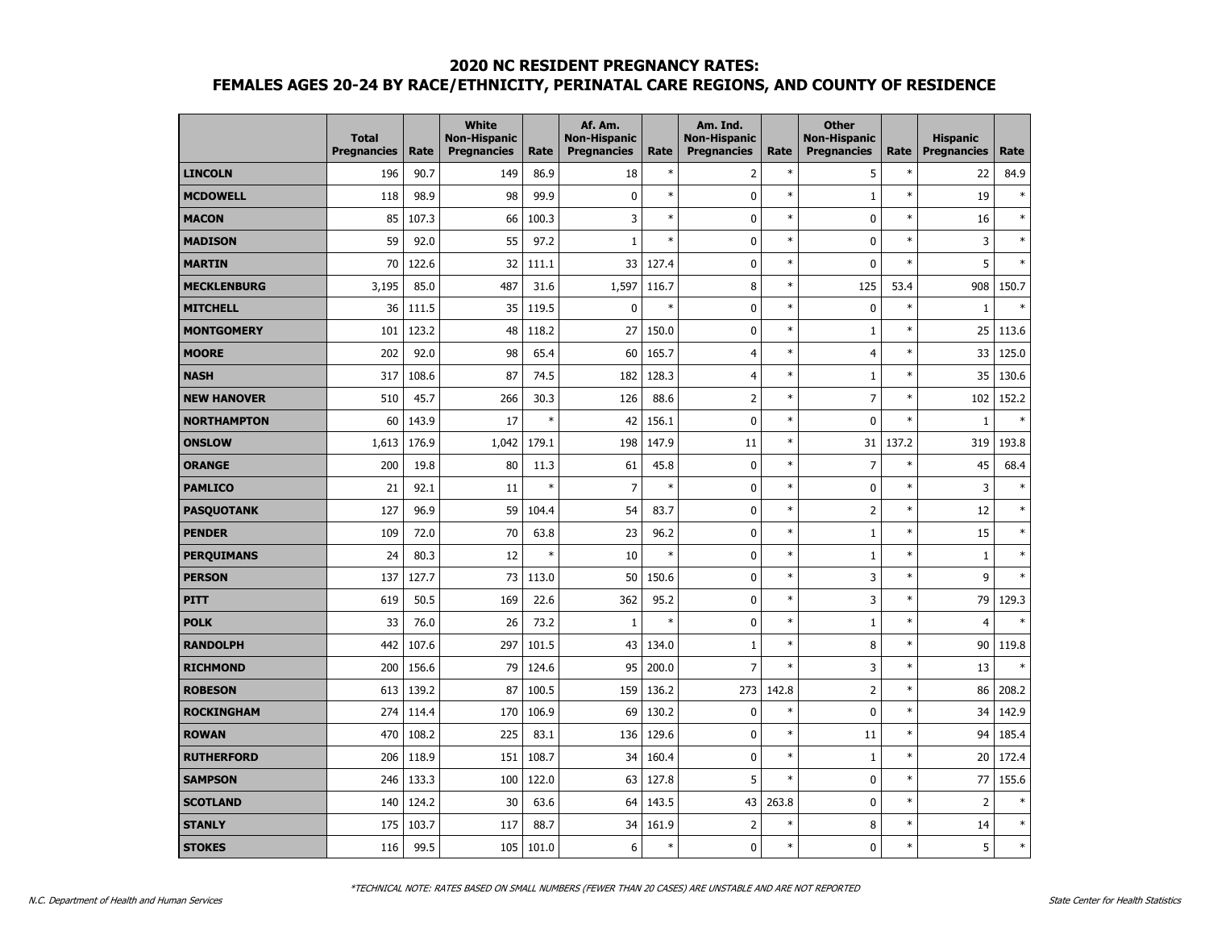## 2020 NC RESIDENT PREGNANCY RATES:
## FEMALES AGES 20-24 BY RACE/ETHNICITY, PERINATAL CARE REGIONS, AND COUNTY OF RESIDENCE

| | Total Pregnancies | Rate | White Non-Hispanic Pregnancies | Rate | Af. Am. Non-Hispanic Pregnancies | Rate | Am. Ind. Non-Hispanic Pregnancies | Rate | Other Non-Hispanic Pregnancies | Rate | Hispanic Pregnancies | Rate |
|---|---|---|---|---|---|---|---|---|---|---|---|---|
| **LINCOLN** | 196 | 90.7 | 149 | 86.9 | 18 | * | 2 | * | 5 | * | 22 | 84.9 |
| **MCDOWELL** | 118 | 98.9 | 98 | 99.9 | 0 | * | 0 | * | 1 | * | 19 | * |
| **MACON** | 85 | 107.3 | 66 | 100.3 | 3 | * | 0 | * | 0 | * | 16 | * |
| **MADISON** | 59 | 92.0 | 55 | 97.2 | 1 | * | 0 | * | 0 | * | 3 | * |
| **MARTIN** | 70 | 122.6 | 32 | 111.1 | 33 | 127.4 | 0 | * | 0 | * | 5 | * |
| **MECKLENBURG** | 3,195 | 85.0 | 487 | 31.6 | 1,597 | 116.7 | 8 | * | 125 | 53.4 | 908 | 150.7 |
| **MITCHELL** | 36 | 111.5 | 35 | 119.5 | 0 | * | 0 | * | 0 | * | 1 | * |
| **MONTGOMERY** | 101 | 123.2 | 48 | 118.2 | 27 | 150.0 | 0 | * | 1 | * | 25 | 113.6 |
| **MOORE** | 202 | 92.0 | 98 | 65.4 | 60 | 165.7 | 4 | * | 4 | * | 33 | 125.0 |
| **NASH** | 317 | 108.6 | 87 | 74.5 | 182 | 128.3 | 4 | * | 1 | * | 35 | 130.6 |
| **NEW HANOVER** | 510 | 45.7 | 266 | 30.3 | 126 | 88.6 | 2 | * | 7 | * | 102 | 152.2 |
| **NORTHAMPTON** | 60 | 143.9 | 17 | * | 42 | 156.1 | 0 | * | 0 | * | 1 | * |
| **ONSLOW** | 1,613 | 176.9 | 1,042 | 179.1 | 198 | 147.9 | 11 | * | 31 | 137.2 | 319 | 193.8 |
| **ORANGE** | 200 | 19.8 | 80 | 11.3 | 61 | 45.8 | 0 | * | 7 | * | 45 | 68.4 |
| **PAMLICO** | 21 | 92.1 | 11 | * | 7 | * | 0 | * | 0 | * | 3 | * |
| **PASQUOTANK** | 127 | 96.9 | 59 | 104.4 | 54 | 83.7 | 0 | * | 2 | * | 12 | * |
| **PENDER** | 109 | 72.0 | 70 | 63.8 | 23 | 96.2 | 0 | * | 1 | * | 15 | * |
| **PERQUIMANS** | 24 | 80.3 | 12 | * | 10 | * | 0 | * | 1 | * | 1 | * |
| **PERSON** | 137 | 127.7 | 73 | 113.0 | 50 | 150.6 | 0 | * | 3 | * | 9 | * |
| **PITT** | 619 | 50.5 | 169 | 22.6 | 362 | 95.2 | 0 | * | 3 | * | 79 | 129.3 |
| **POLK** | 33 | 76.0 | 26 | 73.2 | 1 | * | 0 | * | 1 | * | 4 | * |
| **RANDOLPH** | 442 | 107.6 | 297 | 101.5 | 43 | 134.0 | 1 | * | 8 | * | 90 | 119.8 |
| **RICHMOND** | 200 | 156.6 | 79 | 124.6 | 95 | 200.0 | 7 | * | 3 | * | 13 | * |
| **ROBESON** | 613 | 139.2 | 87 | 100.5 | 159 | 136.2 | 273 | 142.8 | 2 | * | 86 | 208.2 |
| **ROCKINGHAM** | 274 | 114.4 | 170 | 106.9 | 69 | 130.2 | 0 | * | 0 | * | 34 | 142.9 |
| **ROWAN** | 470 | 108.2 | 225 | 83.1 | 136 | 129.6 | 0 | * | 11 | * | 94 | 185.4 |
| **RUTHERFORD** | 206 | 118.9 | 151 | 108.7 | 34 | 160.4 | 0 | * | 1 | * | 20 | 172.4 |
| **SAMPSON** | 246 | 133.3 | 100 | 122.0 | 63 | 127.8 | 5 | * | 0 | * | 77 | 155.6 |
| **SCOTLAND** | 140 | 124.2 | 30 | 63.6 | 64 | 143.5 | 43 | 263.8 | 0 | * | 2 | * |
| **STANLY** | 175 | 103.7 | 117 | 88.7 | 34 | 161.9 | 2 | * | 8 | * | 14 | * |
| **STOKES** | 116 | 99.5 | 105 | 101.0 | 6 | * | 0 | * | 0 | * | 5 | * |

*TECHNICAL NOTE: RATES BASED ON SMALL NUMBERS (FEWER THAN 20 CASES) ARE UNSTABLE AND ARE NOT REPORTED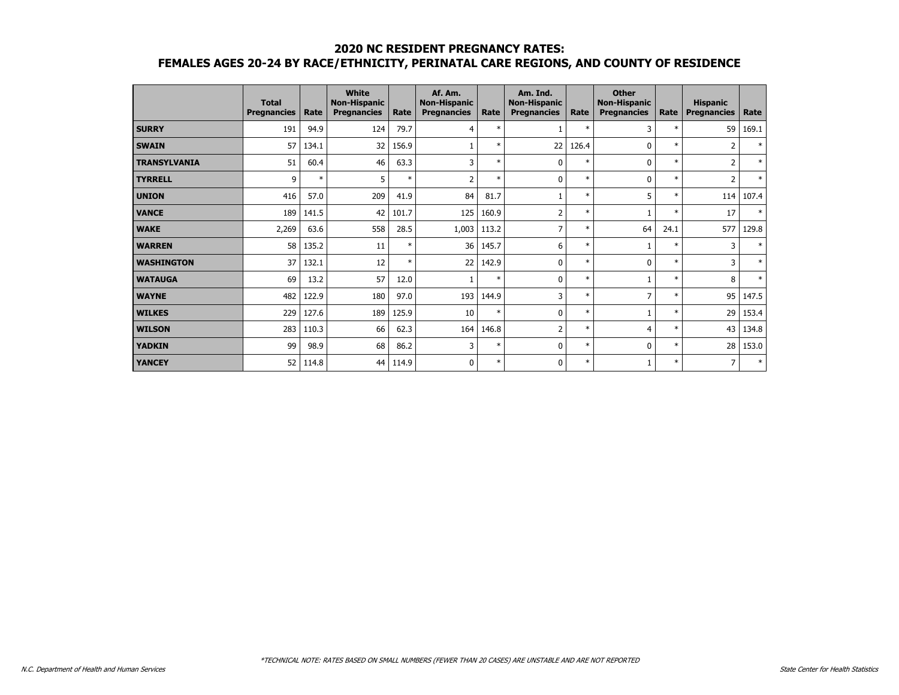## 2020 NC RESIDENT PREGNANCY RATES:
## FEMALES AGES 20-24 BY RACE/ETHNICITY, PERINATAL CARE REGIONS, AND COUNTY OF RESIDENCE

| | Total Pregnancies | Rate | White Non-Hispanic Pregnancies | Rate | Af. Am. Non-Hispanic Pregnancies | Rate | Am. Ind. Non-Hispanic Pregnancies | Rate | Other Non-Hispanic Pregnancies | Rate | Hispanic Pregnancies | Rate |
|---|---|---|---|---|---|---|---|---|---|---|---|---|
| **SURRY** | 191 | 94.9 | 124 | 79.7 | 4 | * | 1 | * | 3 | * | 59 | 169.1 |
| **SWAIN** | 57 | 134.1 | 32 | 156.9 | 1 | * | 22 | 126.4 | 0 | * | 2 | * |
| **TRANSYLVANIA** | 51 | 60.4 | 46 | 63.3 | 3 | * | 0 | * | 0 | * | 2 | * |
| **TYRRELL** | 9 | * | 5 | * | 2 | * | 0 | * | 0 | * | 2 | * |
| **UNION** | 416 | 57.0 | 209 | 41.9 | 84 | 81.7 | 1 | * | 5 | * | 114 | 107.4 |
| **VANCE** | 189 | 141.5 | 42 | 101.7 | 125 | 160.9 | 2 | * | 1 | * | 17 | * |
| **WAKE** | 2,269 | 63.6 | 558 | 28.5 | 1,003 | 113.2 | 7 | * | 64 | 24.1 | 577 | 129.8 |
| **WARREN** | 58 | 135.2 | 11 | * | 36 | 145.7 | 6 | * | 1 | * | 3 | * |
| **WASHINGTON** | 37 | 132.1 | 12 | * | 22 | 142.9 | 0 | * | 0 | * | 3 | * |
| **WATAUGA** | 69 | 13.2 | 57 | 12.0 | 1 | * | 0 | * | 1 | * | 8 | * |
| **WAYNE** | 482 | 122.9 | 180 | 97.0 | 193 | 144.9 | 3 | * | 7 | * | 95 | 147.5 |
| **WILKES** | 229 | 127.6 | 189 | 125.9 | 10 | * | 0 | * | 1 | * | 29 | 153.4 |
| **WILSON** | 283 | 110.3 | 66 | 62.3 | 164 | 146.8 | 2 | * | 4 | * | 43 | 134.8 |
| **YADKIN** | 99 | 98.9 | 68 | 86.2 | 3 | * | 0 | * | 0 | * | 28 | 153.0 |
| **YANCEY** | 52 | 114.8 | 44 | 114.9 | 0 | * | 0 | * | 1 | * | 7 | * |

*TECHNICAL NOTE: RATES BASED ON SMALL NUMBERS (FEWER THAN 20 CASES) ARE UNSTABLE AND ARE NOT REPORTED